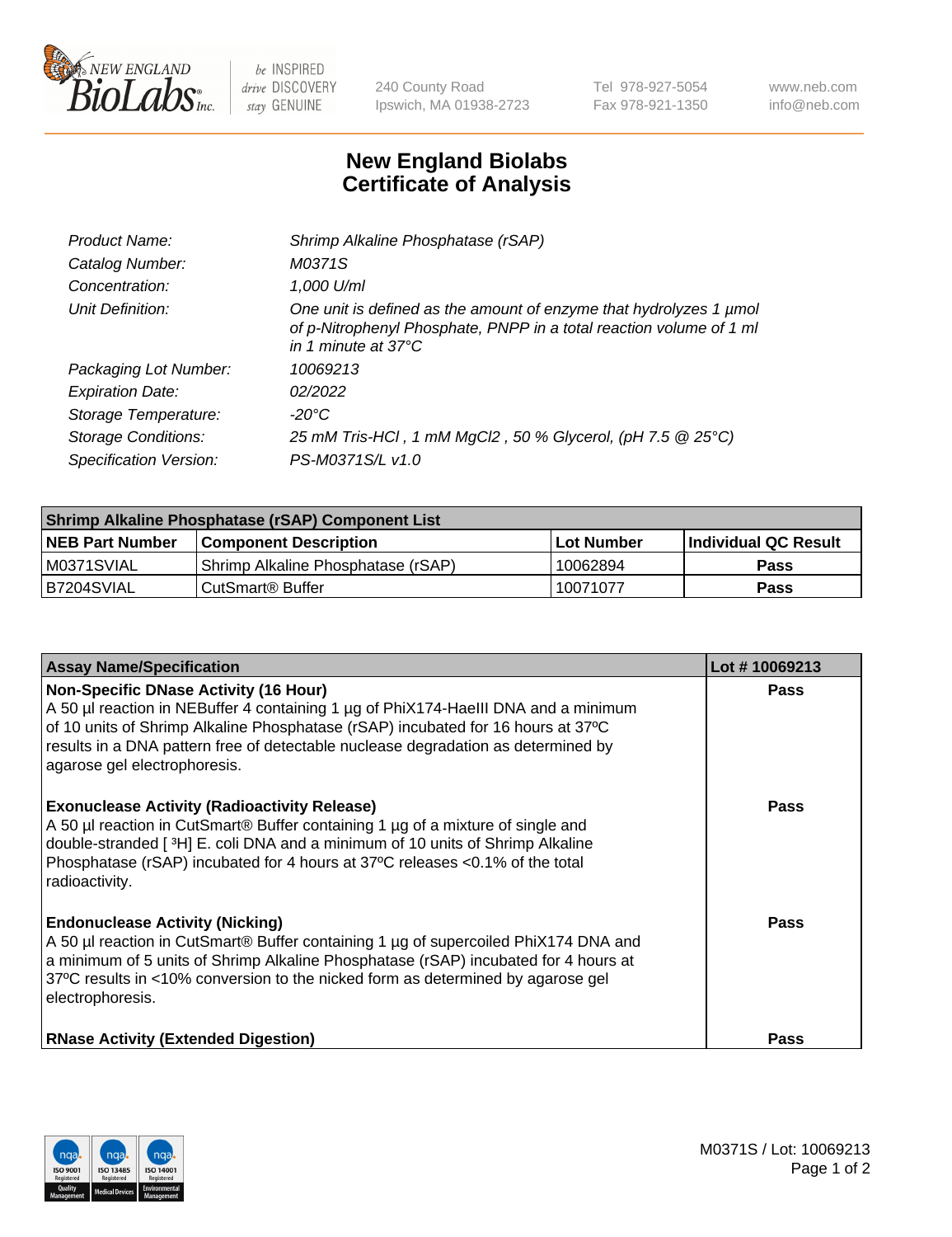# New England Biolabs Certificate of Analysis

| | |
|---|---|
| *Product Name:* | *Shrimp Alkaline Phosphatase (rSAP)* |
| *Catalog Number:* | *M0371S* |
| *Concentration:* | *1,000 U/ml* |
| *Unit Definition:* | *One unit is defined as the amount of enzyme that hydrolyzes 1 µmol of p-Nitrophenyl Phosphate, PNPP in a total reaction volume of 1 ml in 1 minute at 37°C* |
| *Packaging Lot Number:* | *10069213* |
| *Expiration Date:* | *02/2022* |
| *Storage Temperature:* | *-20°C* |
| *Storage Conditions:* | *25 mM Tris-HCl , 1 mM MgCl2 , 50 % Glycerol, (pH 7.5 @ 25°C)* |
| *Specification Version:* | *PS-M0371S/L v1.0* |

| Shrimp Alkaline Phosphatase (rSAP) Component List | | | |
|---|---|---|---|
| **NEB Part Number** | **Component Description** | **Lot Number** | **Individual QC Result** |
| M0371SVIAL | Shrimp Alkaline Phosphatase (rSAP) | 10062894 | **Pass** |
| B7204SVIAL | CutSmart® Buffer | 10071077 | **Pass** |

| Assay Name/Specification | Lot # 10069213 |
|---|---|
| **Non-Specific DNase Activity (16 Hour)**<br>A 50 µl reaction in NEBuffer 4 containing 1 µg of PhiX174-HaeIII DNA and a minimum of 10 units of Shrimp Alkaline Phosphatase (rSAP) incubated for 16 hours at 37ºC results in a DNA pattern free of detectable nuclease degradation as determined by agarose gel electrophoresis. | **Pass** |
| **Exonuclease Activity (Radioactivity Release)**<br>A 50 µl reaction in CutSmart® Buffer containing 1 µg of a mixture of single and double-stranded [ $^3$H] E. coli DNA and a minimum of 10 units of Shrimp Alkaline Phosphatase (rSAP) incubated for 4 hours at 37ºC releases <0.1% of the total radioactivity. | **Pass** |
| **Endonuclease Activity (Nicking)**<br>A 50 µl reaction in CutSmart® Buffer containing 1 µg of supercoiled PhiX174 DNA and a minimum of 5 units of Shrimp Alkaline Phosphatase (rSAP) incubated for 4 hours at 37ºC results in <10% conversion to the nicked form as determined by agarose gel electrophoresis. | **Pass** |
| **RNase Activity (Extended Digestion)** | **Pass** |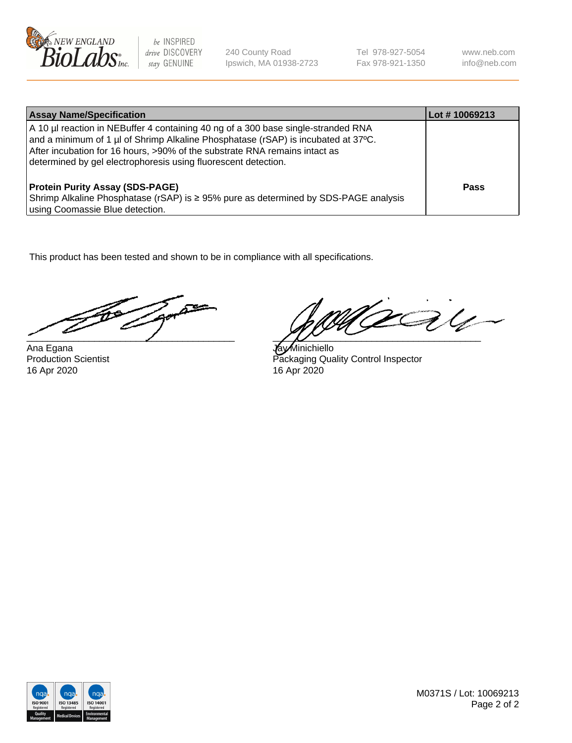| Assay Name/Specification | Lot # 10069213 |
|---|---|
| A 10 µl reaction in NEBuffer 4 containing 40 ng of a 300 base single-stranded RNA and a minimum of 1 µl of Shrimp Alkaline Phosphatase (rSAP) is incubated at 37ºC. After incubation for 16 hours, >90% of the substrate RNA remains intact as determined by gel electrophoresis using fluorescent detection. | |
| **Protein Purity Assay (SDS-PAGE)**<br>Shrimp Alkaline Phosphatase (rSAP) is ≥ 95% pure as determined by SDS-PAGE analysis using Coomassie Blue detection. | **Pass** |

This product has been tested and shown to be in compliance with all specifications.

Ana Egana
Production Scientist
16 Apr 2020

Jay Minichiello
Packaging Quality Control Inspector
16 Apr 2020

M0371S / Lot: 10069213